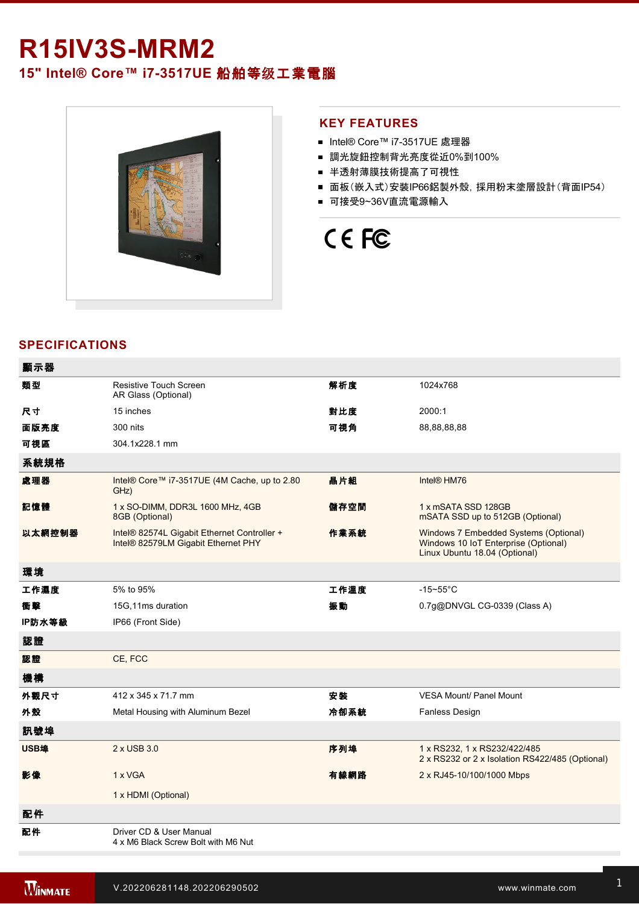# R15IV3S-MRM2

## 15" Intel® Core™ i7-3517UE 船舶等级工業電腦

## KEY FEATURES

- Intel® Core™ i7-3517UE 處理器
- 調光旋鈕控制背光亮度從近0%到100%
- 半透射薄膜技術提高了可視性
- 面板(嵌入式)安裝IP66鋁製外殼, 採用粉末塗層設計(背面IP54)
- 可接受9~36V直流電源輸入

## SPECIFICATIONS

| **顯示器** | | | |
|---|---|---|---|
| **類型** | Resistive Touch Screen<br>AR Glass (Optional) | **解析度** | 1024x768 |
| **尺寸** | 15 inches | **對比度** | 2000:1 |
| **面版亮度** | 300 nits | **可視角** | 88,88,88,88 |
| **可視區** | 304.1x228.1 mm | | |
| **系統規格** | | | |
| **處理器** | Intel® Core™ i7-3517UE (4M Cache, up to 2.80 GHz) | **晶片組** | Intel® HM76 |
| **記憶體** | 1 x SO-DIMM, DDR3L 1600 MHz, 4GB<br>8GB (Optional) | **儲存空間** | 1 x mSATA SSD 128GB<br>mSATA SSD up to 512GB (Optional) |
| **以太網控制器** | Intel® 82574L Gigabit Ethernet Controller +<br>Intel® 82579LM Gigabit Ethernet PHY | **作業系統** | Windows 7 Embedded Systems (Optional)<br>Windows 10 IoT Enterprise (Optional)<br>Linux Ubuntu 18.04 (Optional) |
| **環境** | | | |
| **工作濕度** | 5% to 95% | **工作溫度** | -15~55°C |
| **衝擊** | 15G,11ms duration | **振動** | 0.7g@DNVGL CG-0339 (Class A) |
| **IP防水等級** | IP66 (Front Side) | | |
| **認證** | | | |
| **認證** | CE, FCC | | |
| **機構** | | | |
| **外觀尺寸** | 412 x 345 x 71.7 mm | **安裝** | VESA Mount/ Panel Mount |
| **外殼** | Metal Housing with Aluminum Bezel | **冷卻系統** | Fanless Design |
| **訊號埠** | | | |
| **USB埠** | 2 x USB 3.0 | **序列埠** | 1 x RS232, 1 x RS232/422/485<br>2 x RS232 or 2 x Isolation RS422/485 (Optional) |
| **影像** | 1 x VGA<br><br>1 x HDMI (Optional) | **有線網路** | 2 x RJ45-10/100/1000 Mbps |
| **配件** | | | |
| **配件** | Driver CD & User Manual<br>4 x M6 Black Screw Bolt with M6 Nut | | |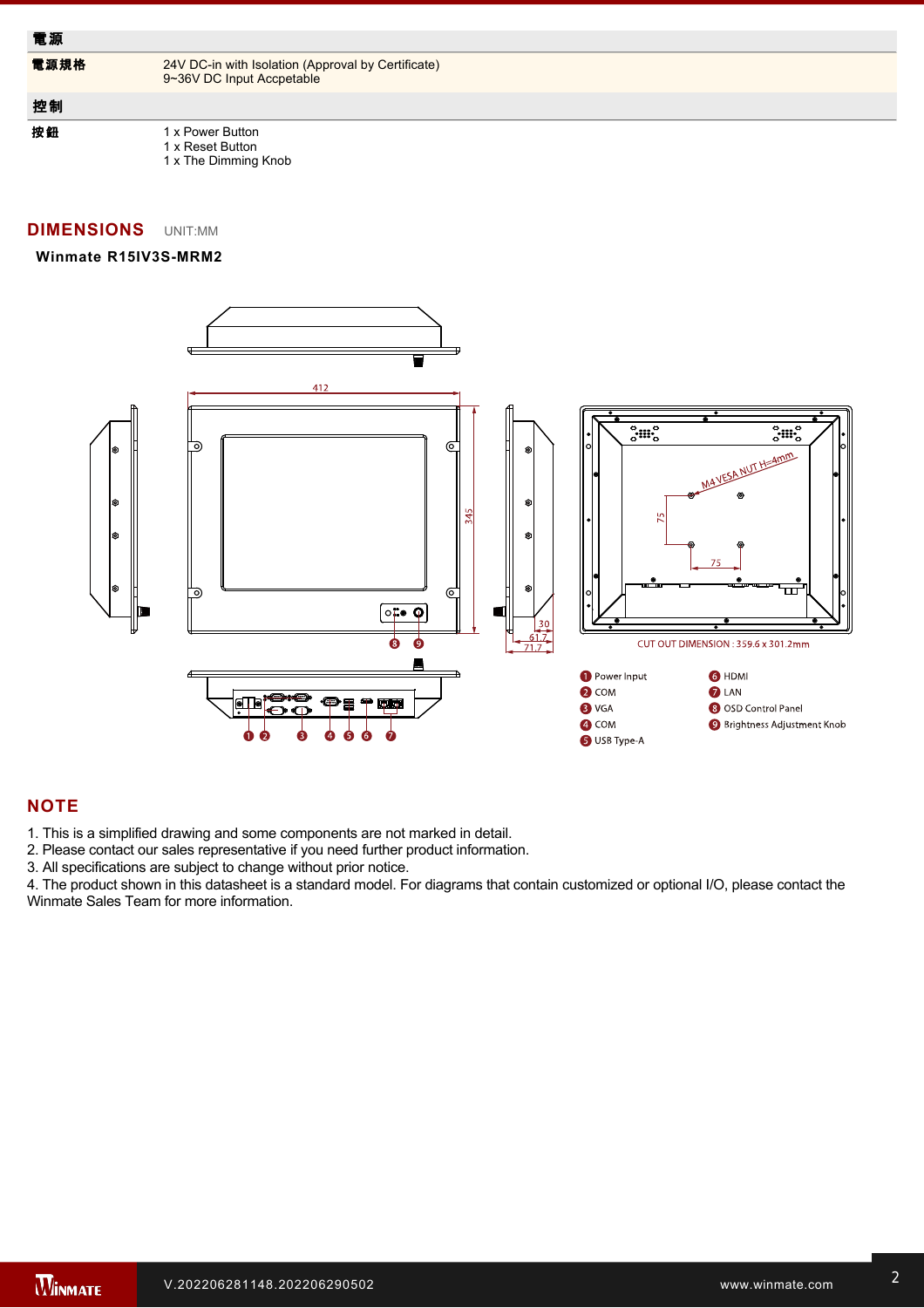| | |
|---|---|
| **電源** | |
| **電源規格** | 24V DC-in with Isolation (Approval by Certificate)<br>9~36V DC Input Accpetable |
| **控制** | |
| **按鈕** | 1 x Power Button<br>1 x Reset Button<br>1 x The Dimming Knob |

## DIMENSIONS UNIT:MM

**Winmate R15IV3S-MRM2**

412

345

30

61.7

71.7

M4 VESA NUT H=4mm

75

75

CUT OUT DIMENSION : 359.6 x 301.2mm

1 Power Input
2 COM
3 VGA
4 COM
5 USB Type-A
6 HDMI
7 LAN
8 OSD Control Panel
9 Brightness Adjustment Knob

## NOTE

1. This is a simplified drawing and some components are not marked in detail.
2. Please contact our sales representative if you need further product information.
3. All specifications are subject to change without prior notice.
4. The product shown in this datasheet is a standard model. For diagrams that contain customized or optional I/O, please contact the Winmate Sales Team for more information.